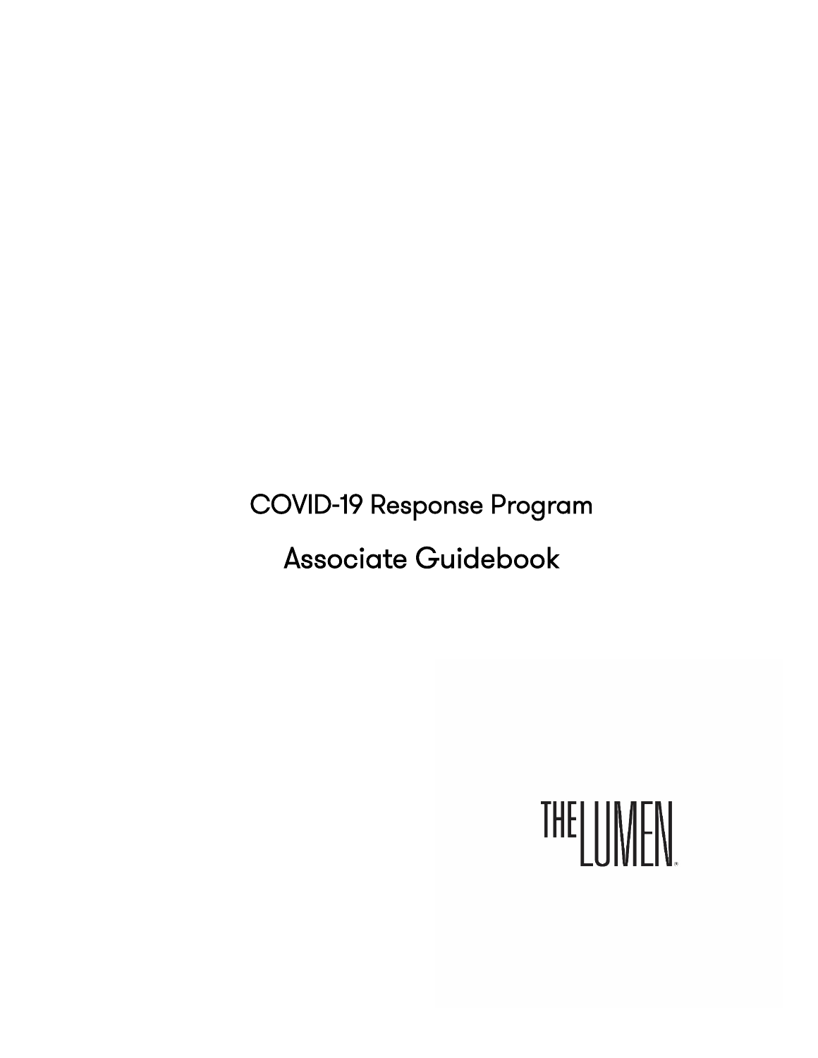# COVID-19 Response Program

## Associate Guidebook

THE LUMEN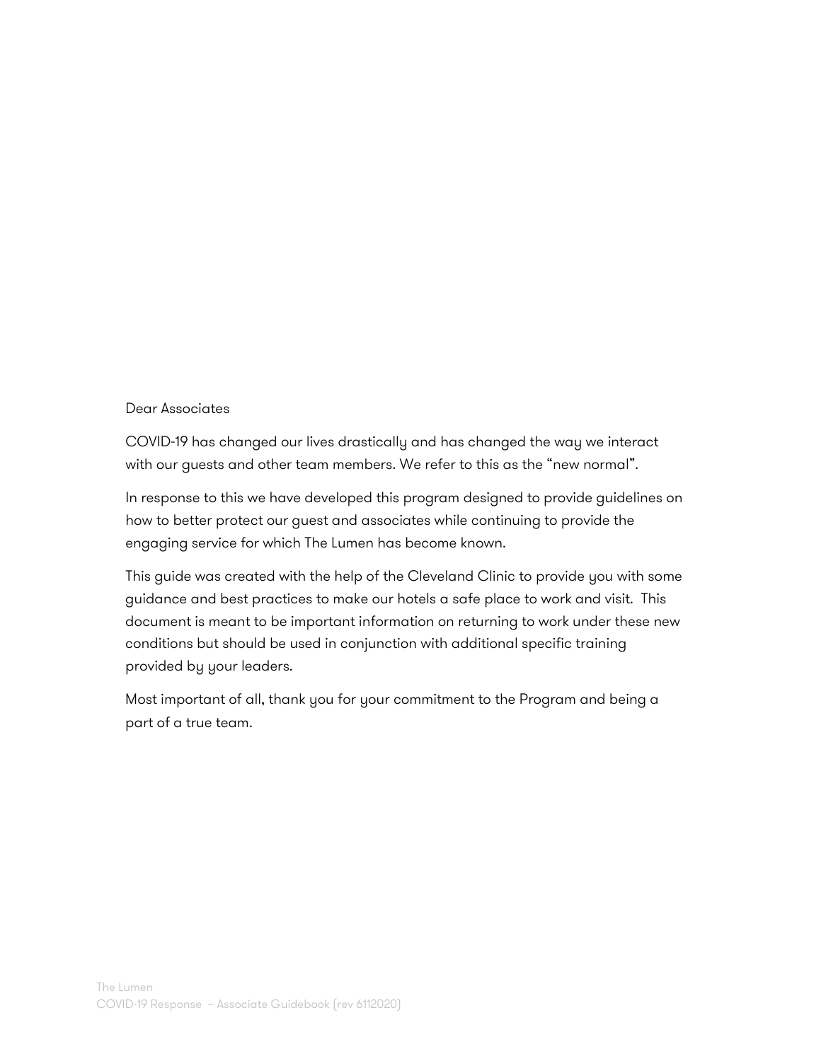Dear Associates

COVID-19 has changed our lives drastically and has changed the way we interact with our guests and other team members. We refer to this as the "new normal".

In response to this we have developed this program designed to provide guidelines on how to better protect our guest and associates while continuing to provide the engaging service for which The Lumen has become known.

This guide was created with the help of the Cleveland Clinic to provide you with some guidance and best practices to make our hotels a safe place to work and visit.  This document is meant to be important information on returning to work under these new conditions but should be used in conjunction with additional specific training provided by your leaders.

Most important of all, thank you for your commitment to the Program and being a part of a true team.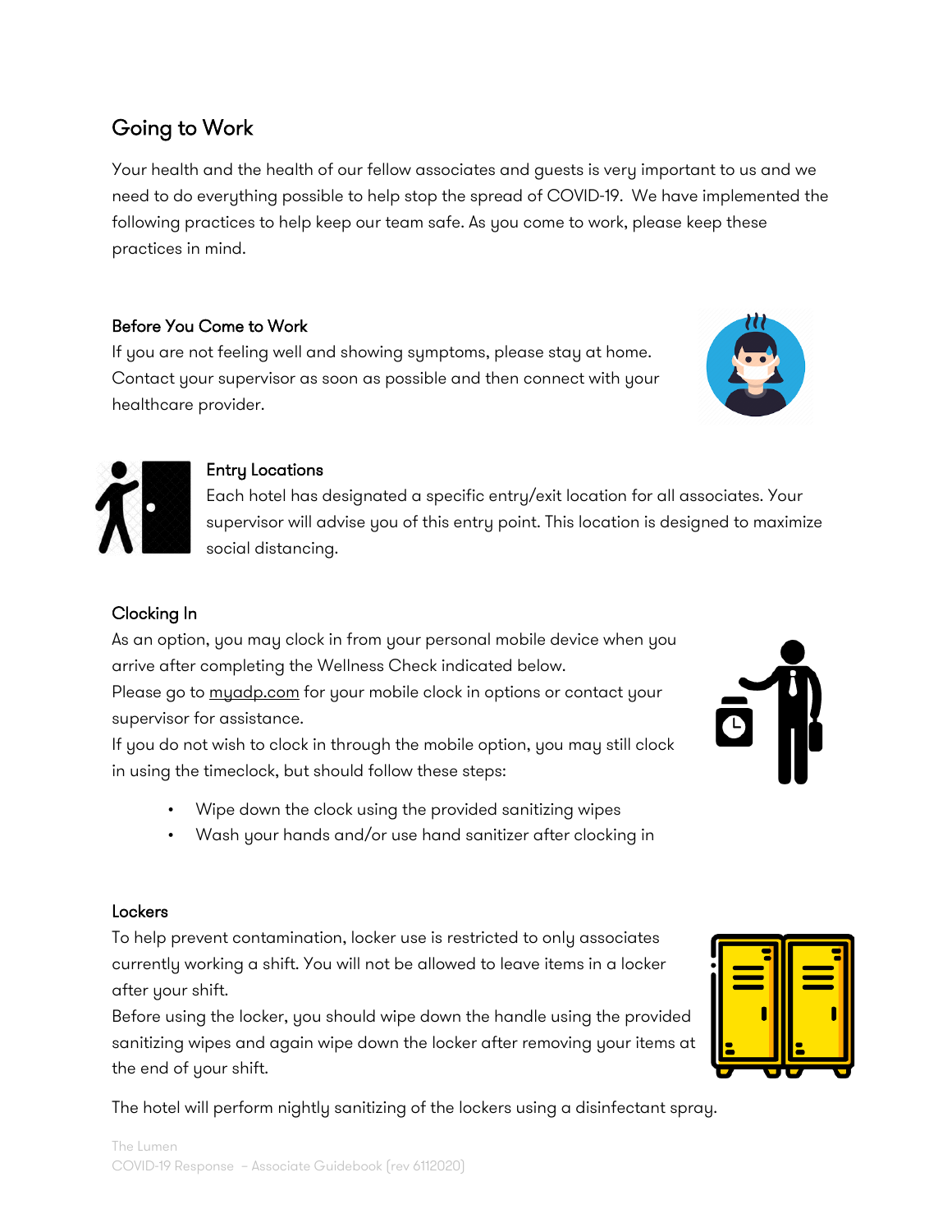## Going to Work

Your health and the health of our fellow associates and guests is very important to us and we need to do everything possible to help stop the spread of COVID-19. We have implemented the following practices to help keep our team safe. As you come to work, please keep these practices in mind.

### Before You Come to Work

If you are not feeling well and showing symptoms, please stay at home. Contact your supervisor as soon as possible and then connect with your healthcare provider.

### Entry Locations

Each hotel has designated a specific entry/exit location for all associates. Your supervisor will advise you of this entry point. This location is designed to maximize social distancing.

### Clocking In

As an option, you may clock in from your personal mobile device when you arrive after completing the Wellness Check indicated below.
Please go to myadp.com for your mobile clock in options or contact your supervisor for assistance.
If you do not wish to clock in through the mobile option, you may still clock in using the timeclock, but should follow these steps:

- Wipe down the clock using the provided sanitizing wipes
- Wash your hands and/or use hand sanitizer after clocking in

### Lockers

To help prevent contamination, locker use is restricted to only associates currently working a shift. You will not be allowed to leave items in a locker after your shift.
Before using the locker, you should wipe down the handle using the provided sanitizing wipes and again wipe down the locker after removing your items at the end of your shift.

The hotel will perform nightly sanitizing of the lockers using a disinfectant spray.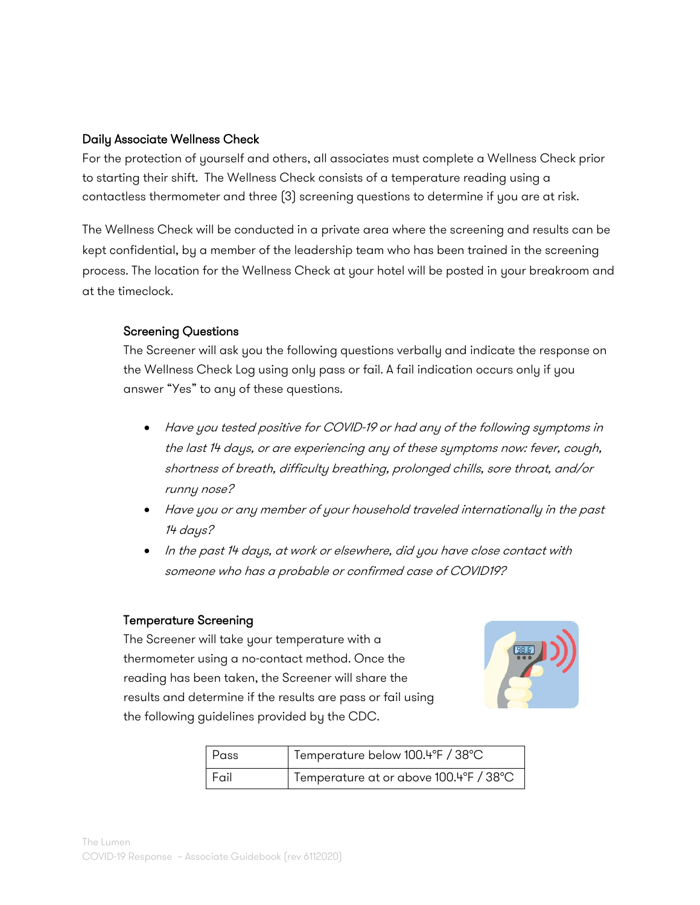## Daily Associate Wellness Check

For the protection of yourself and others, all associates must complete a Wellness Check prior to starting their shift. The Wellness Check consists of a temperature reading using a contactless thermometer and three (3) screening questions to determine if you are at risk.

The Wellness Check will be conducted in a private area where the screening and results can be kept confidential, by a member of the leadership team who has been trained in the screening process. The location for the Wellness Check at your hotel will be posted in your breakroom and at the timeclock.

### Screening Questions

The Screener will ask you the following questions verbally and indicate the response on the Wellness Check Log using only pass or fail. A fail indication occurs only if you answer "Yes" to any of these questions.

- *Have you tested positive for COVID-19 or had any of the following symptoms in the last 14 days, or are experiencing any of these symptoms now: fever, cough, shortness of breath, difficulty breathing, prolonged chills, sore throat, and/or runny nose?*
- *Have you or any member of your household traveled internationally in the past 14 days?*
- *In the past 14 days, at work or elsewhere, did you have close contact with someone who has a probable or confirmed case of COVID19?*

### Temperature Screening

The Screener will take your temperature with a thermometer using a no-contact method. Once the reading has been taken, the Screener will share the results and determine if the results are pass or fail using the following guidelines provided by the CDC.

| Pass | Temperature below 100.4°F / 38°C |
|---|---|
| Fail | Temperature at or above 100.4°F / 38°C |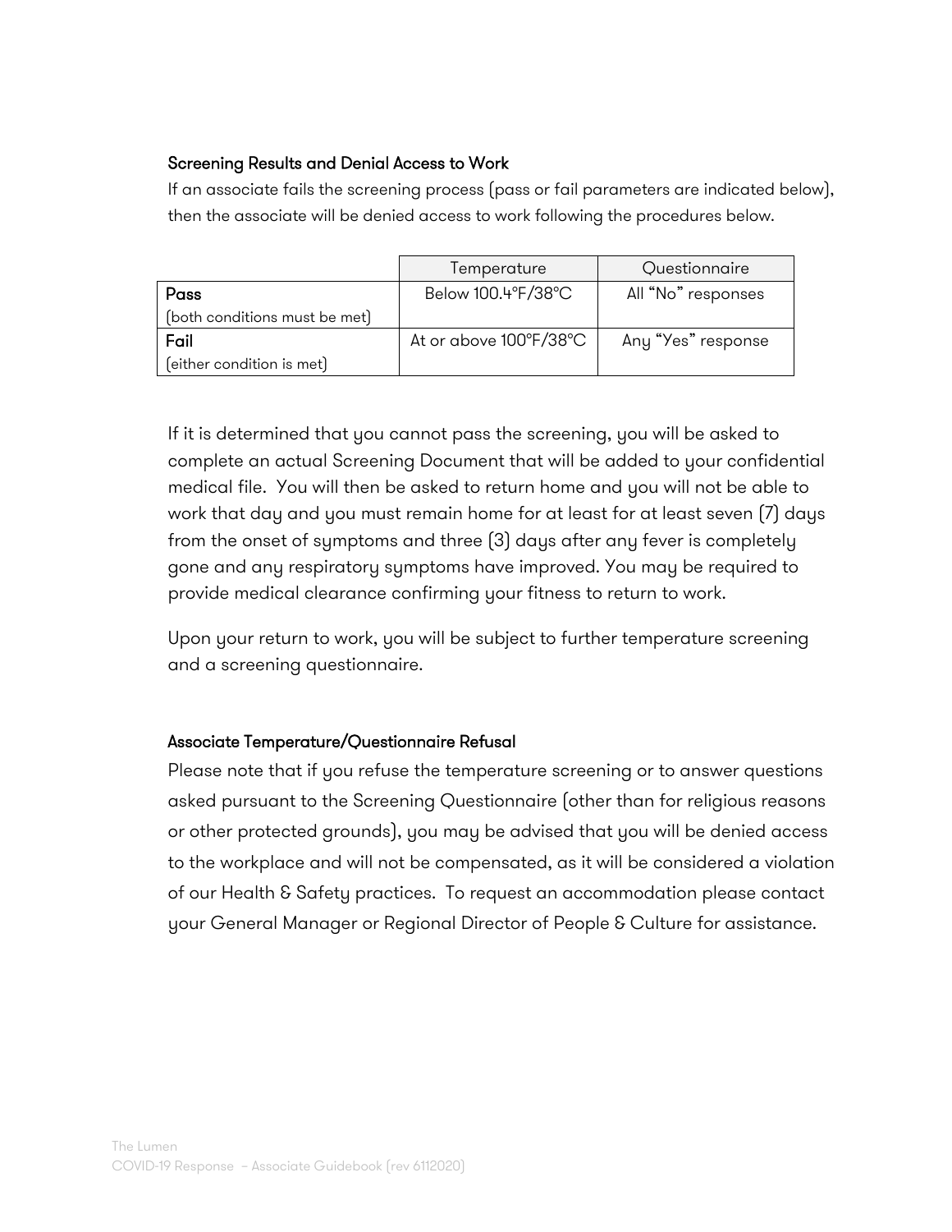### Screening Results and Denial Access to Work

If an associate fails the screening process (pass or fail parameters are indicated below), then the associate will be denied access to work following the procedures below.

| | Temperature | Questionnaire |
|---|---|---|
| **Pass** (both conditions must be met) | Below 100.4°F/38°C | All "No" responses |
| **Fail** (either condition is met) | At or above 100°F/38°C | Any "Yes" response |

If it is determined that you cannot pass the screening, you will be asked to complete an actual Screening Document that will be added to your confidential medical file. You will then be asked to return home and you will not be able to work that day and you must remain home for at least for at least seven (7) days from the onset of symptoms and three (3) days after any fever is completely gone and any respiratory symptoms have improved. You may be required to provide medical clearance confirming your fitness to return to work.

Upon your return to work, you will be subject to further temperature screening and a screening questionnaire.

### Associate Temperature/Questionnaire Refusal

Please note that if you refuse the temperature screening or to answer questions asked pursuant to the Screening Questionnaire (other than for religious reasons or other protected grounds), you may be advised that you will be denied access to the workplace and will not be compensated, as it will be considered a violation of our Health & Safety practices. To request an accommodation please contact your General Manager or Regional Director of People & Culture for assistance.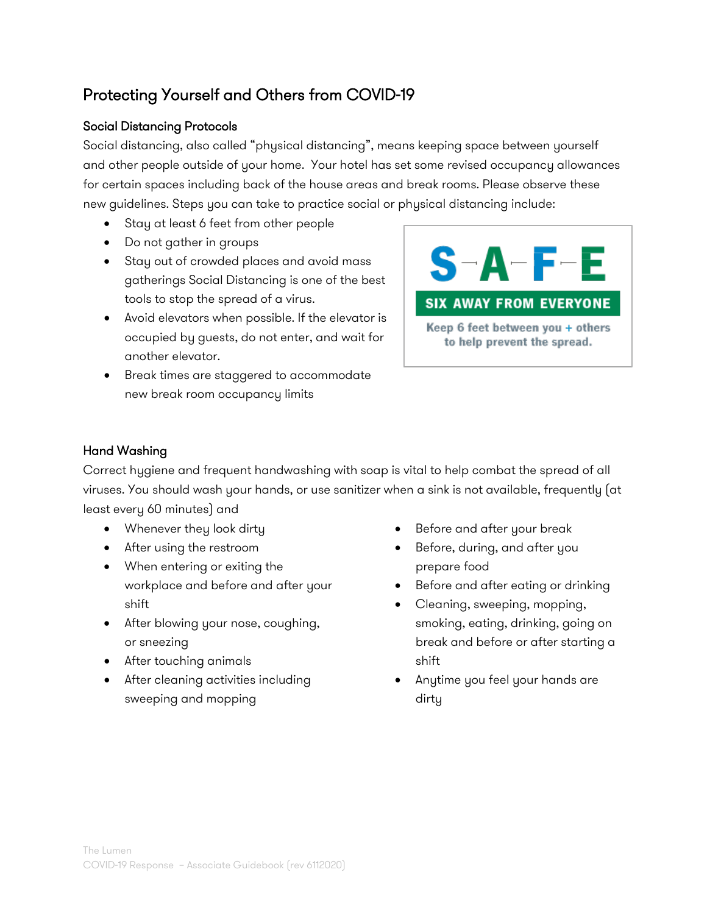## Protecting Yourself and Others from COVID-19

### Social Distancing Protocols

Social distancing, also called "physical distancing", means keeping space between yourself and other people outside of your home. Your hotel has set some revised occupancy allowances for certain spaces including back of the house areas and break rooms. Please observe these new guidelines. Steps you can take to practice social or physical distancing include:

- Stay at least 6 feet from other people
- Do not gather in groups
- Stay out of crowded places and avoid mass gatherings Social Distancing is one of the best tools to stop the spread of a virus.
- Avoid elevators when possible. If the elevator is occupied by guests, do not enter, and wait for another elevator.
- Break times are staggered to accommodate new break room occupancy limits

**S-A-F-E**

**SIX AWAY FROM EVERYONE**

Keep 6 feet between you + others to help prevent the spread.

### Hand Washing

Correct hygiene and frequent handwashing with soap is vital to help combat the spread of all viruses. You should wash your hands, or use sanitizer when a sink is not available, frequently (at least every 60 minutes) and

- Whenever they look dirty
- After using the restroom
- When entering or exiting the workplace and before and after your shift
- After blowing your nose, coughing, or sneezing
- After touching animals
- After cleaning activities including sweeping and mopping
- Before and after your break
- Before, during, and after you prepare food
- Before and after eating or drinking
- Cleaning, sweeping, mopping, smoking, eating, drinking, going on break and before or after starting a shift
- Anytime you feel your hands are dirty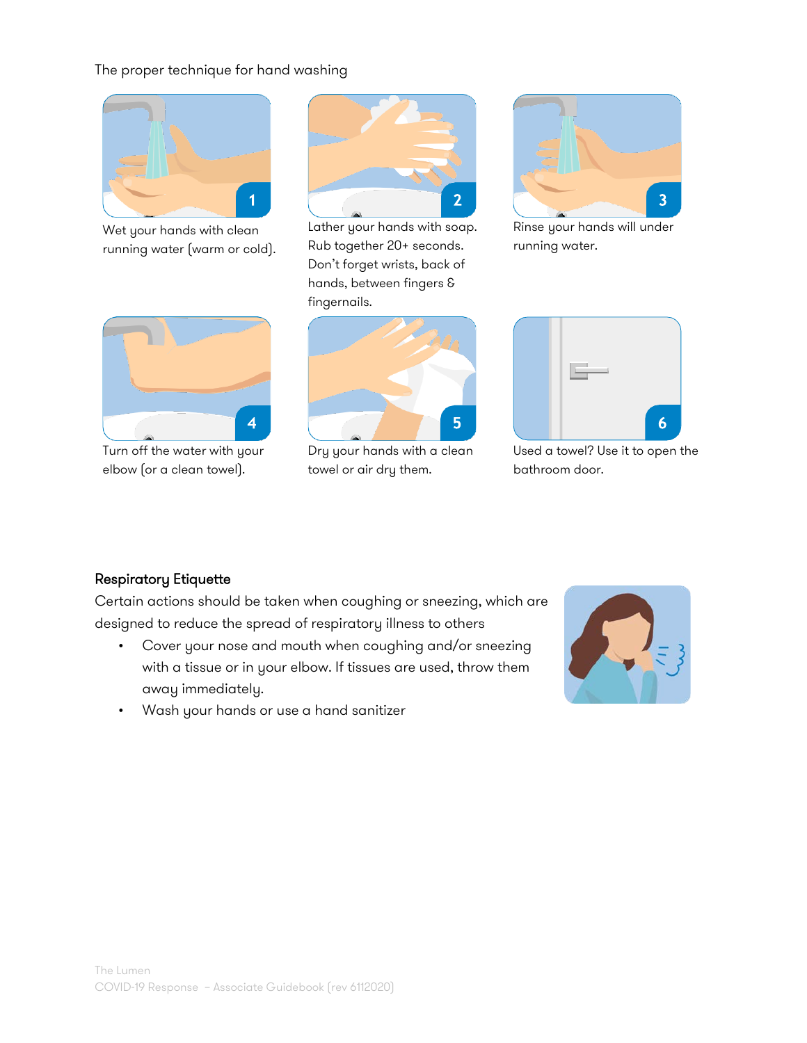The proper technique for hand washing

1. Wet your hands with clean running water (warm or cold).
2. Lather your hands with soap. Rub together 20+ seconds. Don't forget wrists, back of hands, between fingers & fingernails.
3. Rinse your hands will under running water.
4. Turn off the water with your elbow (or a clean towel).
5. Dry your hands with a clean towel or air dry them.
6. Used a towel? Use it to open the bathroom door.

**Respiratory Etiquette**

Certain actions should be taken when coughing or sneezing, which are designed to reduce the spread of respiratory illness to others

- Cover your nose and mouth when coughing and/or sneezing with a tissue or in your elbow. If tissues are used, throw them away immediately.
- Wash your hands or use a hand sanitizer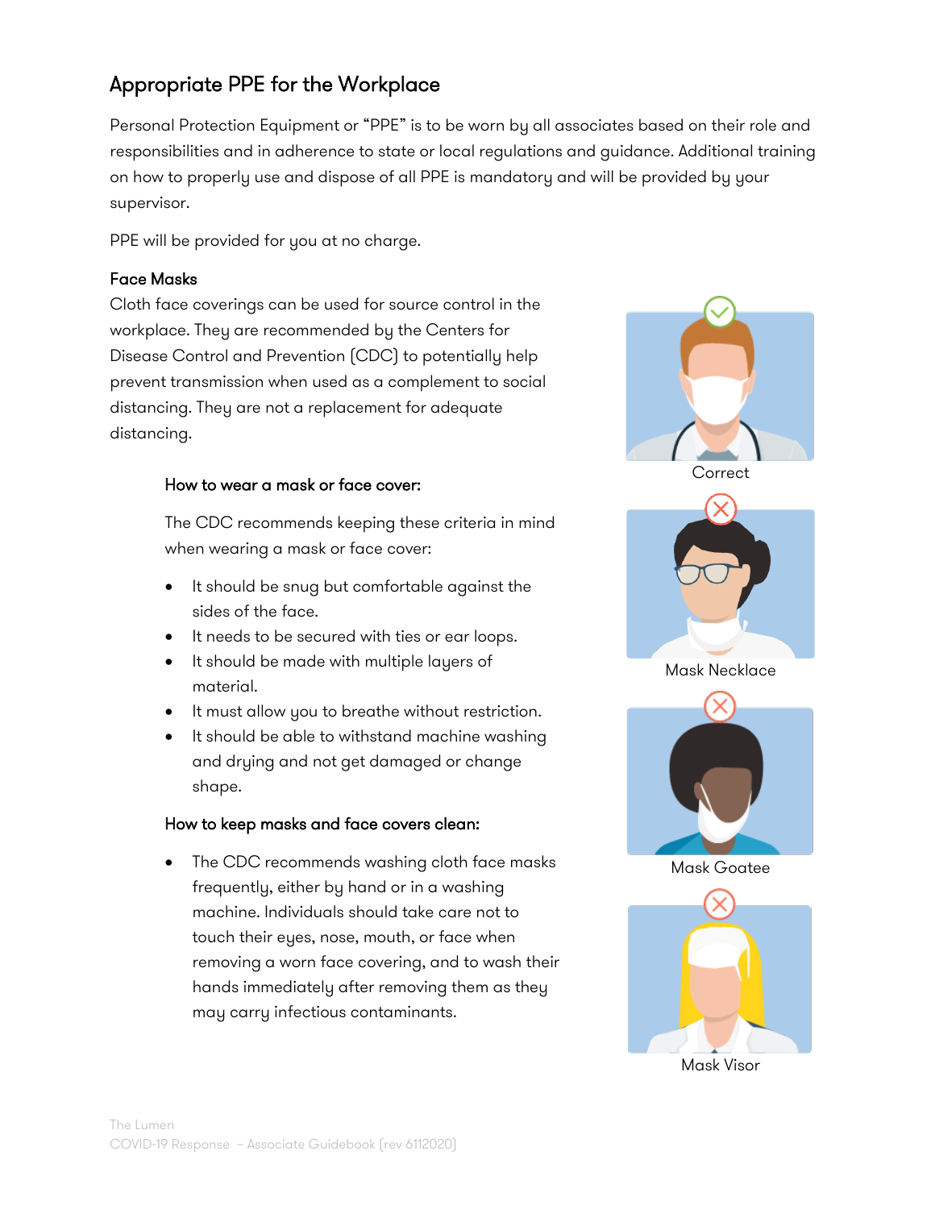## Appropriate PPE for the Workplace

Personal Protection Equipment or "PPE" is to be worn by all associates based on their role and responsibilities and in adherence to state or local regulations and guidance. Additional training on how to properly use and dispose of all PPE is mandatory and will be provided by your supervisor.

PPE will be provided for you at no charge.

### Face Masks

Cloth face coverings can be used for source control in the workplace. They are recommended by the Centers for Disease Control and Prevention (CDC) to potentially help prevent transmission when used as a complement to social distancing. They are not a replacement for adequate distancing.

#### How to wear a mask or face cover:

The CDC recommends keeping these criteria in mind when wearing a mask or face cover:

- It should be snug but comfortable against the sides of the face.
- It needs to be secured with ties or ear loops.
- It should be made with multiple layers of material.
- It must allow you to breathe without restriction.
- It should be able to withstand machine washing and drying and not get damaged or change shape.

#### How to keep masks and face covers clean:

- The CDC recommends washing cloth face masks frequently, either by hand or in a washing machine. Individuals should take care not to touch their eyes, nose, mouth, or face when removing a worn face covering, and to wash their hands immediately after removing them as they may carry infectious contaminants.

Correct

Mask Necklace

Mask Goatee

Mask Visor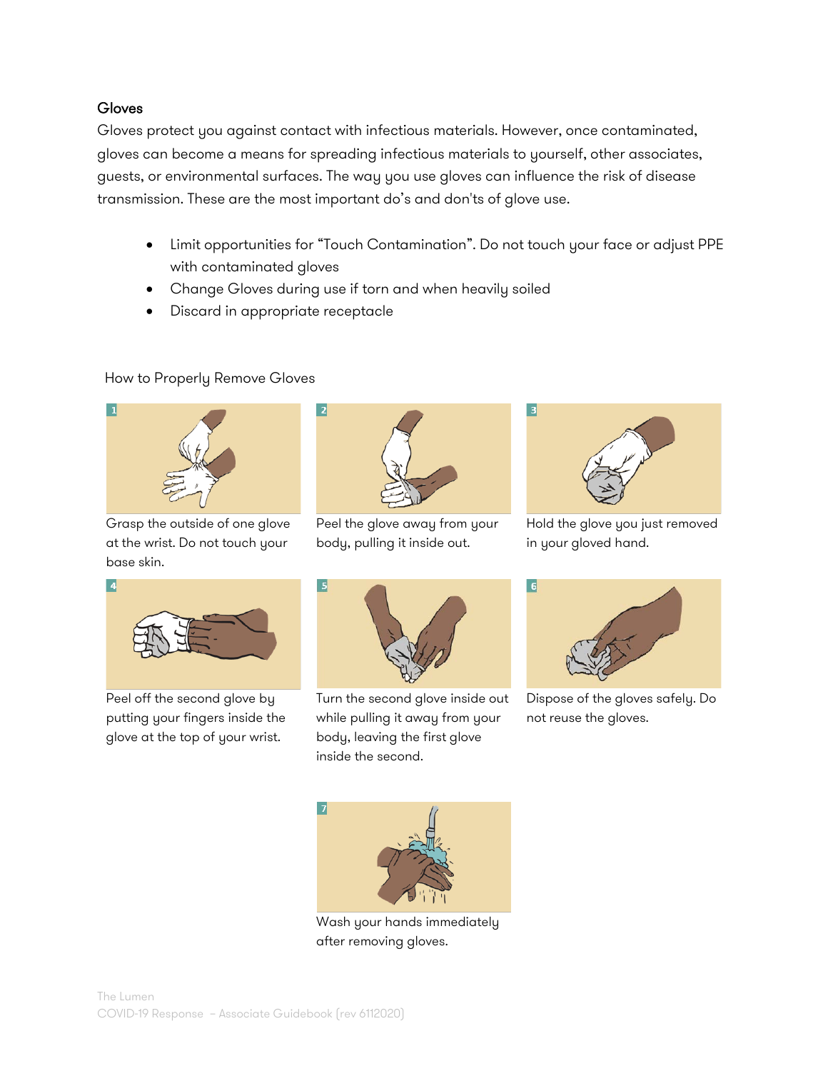### Gloves

Gloves protect you against contact with infectious materials. However, once contaminated, gloves can become a means for spreading infectious materials to yourself, other associates, guests, or environmental surfaces. The way you use gloves can influence the risk of disease transmission. These are the most important do's and don'ts of glove use.

- Limit opportunities for "Touch Contamination". Do not touch your face or adjust PPE with contaminated gloves
- Change Gloves during use if torn and when heavily soiled
- Discard in appropriate receptacle

How to Properly Remove Gloves

1. Grasp the outside of one glove at the wrist. Do not touch your base skin.
2. Peel the glove away from your body, pulling it inside out.
3. Hold the glove you just removed in your gloved hand.
4. Peel off the second glove by putting your fingers inside the glove at the top of your wrist.
5. Turn the second glove inside out while pulling it away from your body, leaving the first glove inside the second.
6. Dispose of the gloves safely. Do not reuse the gloves.
7. Wash your hands immediately after removing gloves.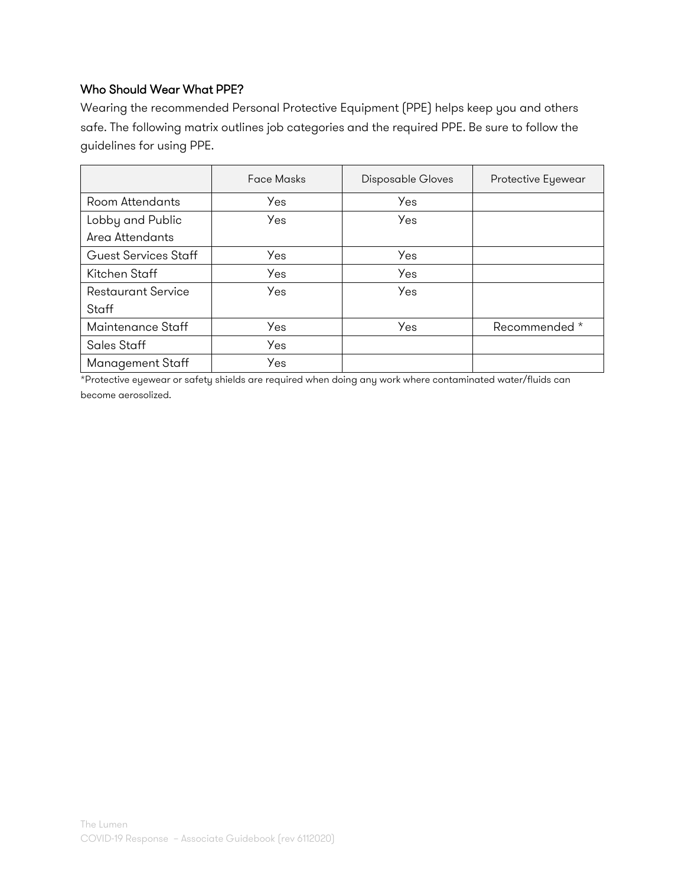### Who Should Wear What PPE?

Wearing the recommended Personal Protective Equipment (PPE) helps keep you and others safe. The following matrix outlines job categories and the required PPE. Be sure to follow the guidelines for using PPE.

| | Face Masks | Disposable Gloves | Protective Eyewear |
|---|---|---|---|
| Room Attendants | Yes | Yes | |
| Lobby and Public Area Attendants | Yes | Yes | |
| Guest Services Staff | Yes | Yes | |
| Kitchen Staff | Yes | Yes | |
| Restaurant Service Staff | Yes | Yes | |
| Maintenance Staff | Yes | Yes | Recommended * |
| Sales Staff | Yes | | |
| Management Staff | Yes | | |

*Protective eyewear or safety shields are required when doing any work where contaminated water/fluids can become aerosolized.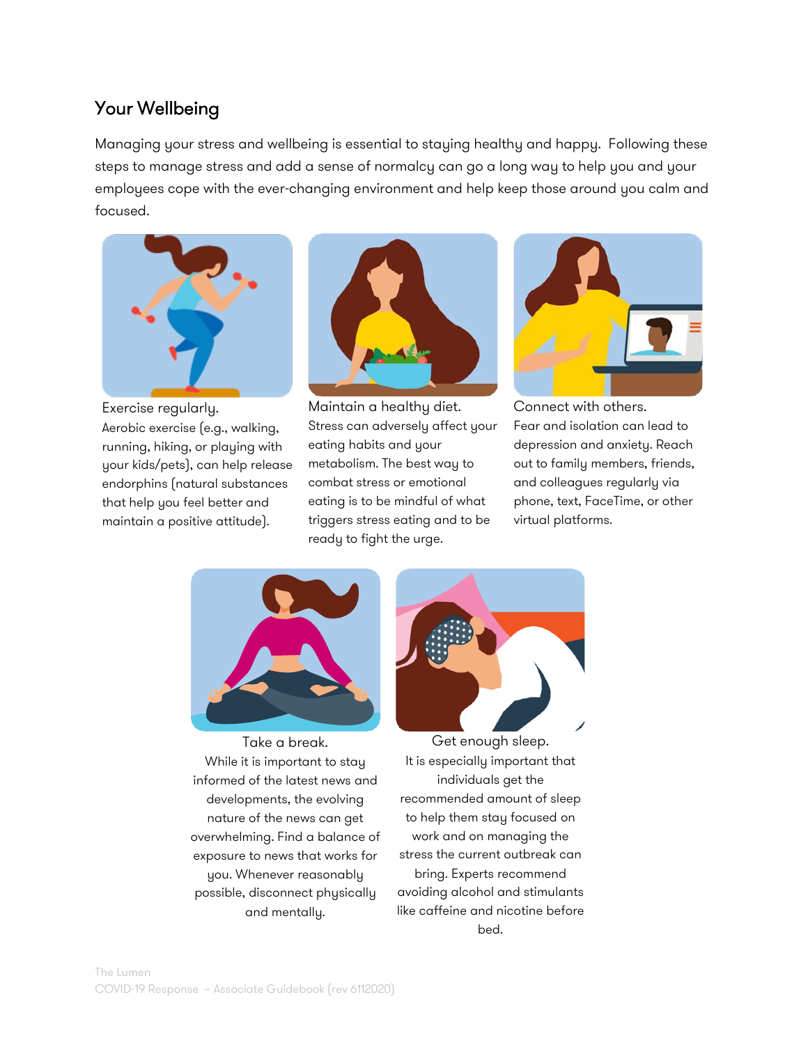## Your Wellbeing

Managing your stress and wellbeing is essential to staying healthy and happy. Following these steps to manage stress and add a sense of normalcy can go a long way to help you and your employees cope with the ever-changing environment and help keep those around you calm and focused.

Exercise regularly.
Aerobic exercise (e.g., walking, running, hiking, or playing with your kids/pets), can help release endorphins (natural substances that help you feel better and maintain a positive attitude).

Maintain a healthy diet.
Stress can adversely affect your eating habits and your metabolism. The best way to combat stress or emotional eating is to be mindful of what triggers stress eating and to be ready to fight the urge.

Connect with others.
Fear and isolation can lead to depression and anxiety. Reach out to family members, friends, and colleagues regularly via phone, text, FaceTime, or other virtual platforms.

Take a break.
While it is important to stay informed of the latest news and developments, the evolving nature of the news can get overwhelming. Find a balance of exposure to news that works for you. Whenever reasonably possible, disconnect physically and mentally.

Get enough sleep.
It is especially important that individuals get the recommended amount of sleep to help them stay focused on work and on managing the stress the current outbreak can bring. Experts recommend avoiding alcohol and stimulants like caffeine and nicotine before bed.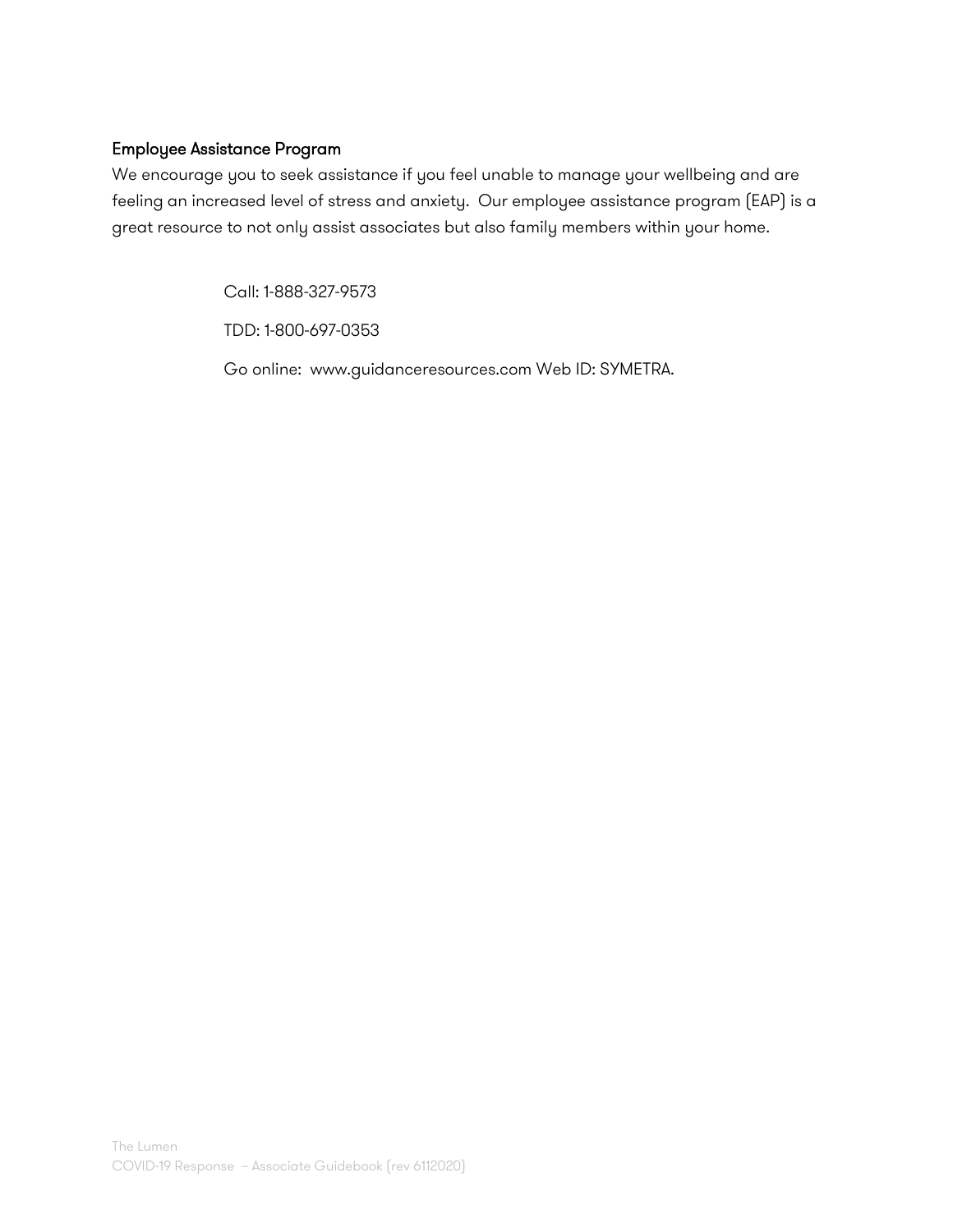### Employee Assistance Program

We encourage you to seek assistance if you feel unable to manage your wellbeing and are feeling an increased level of stress and anxiety. Our employee assistance program (EAP) is a great resource to not only assist associates but also family members within your home.

Call: 1-888-327-9573

TDD: 1-800-697-0353

Go online: www.guidanceresources.com Web ID: SYMETRA.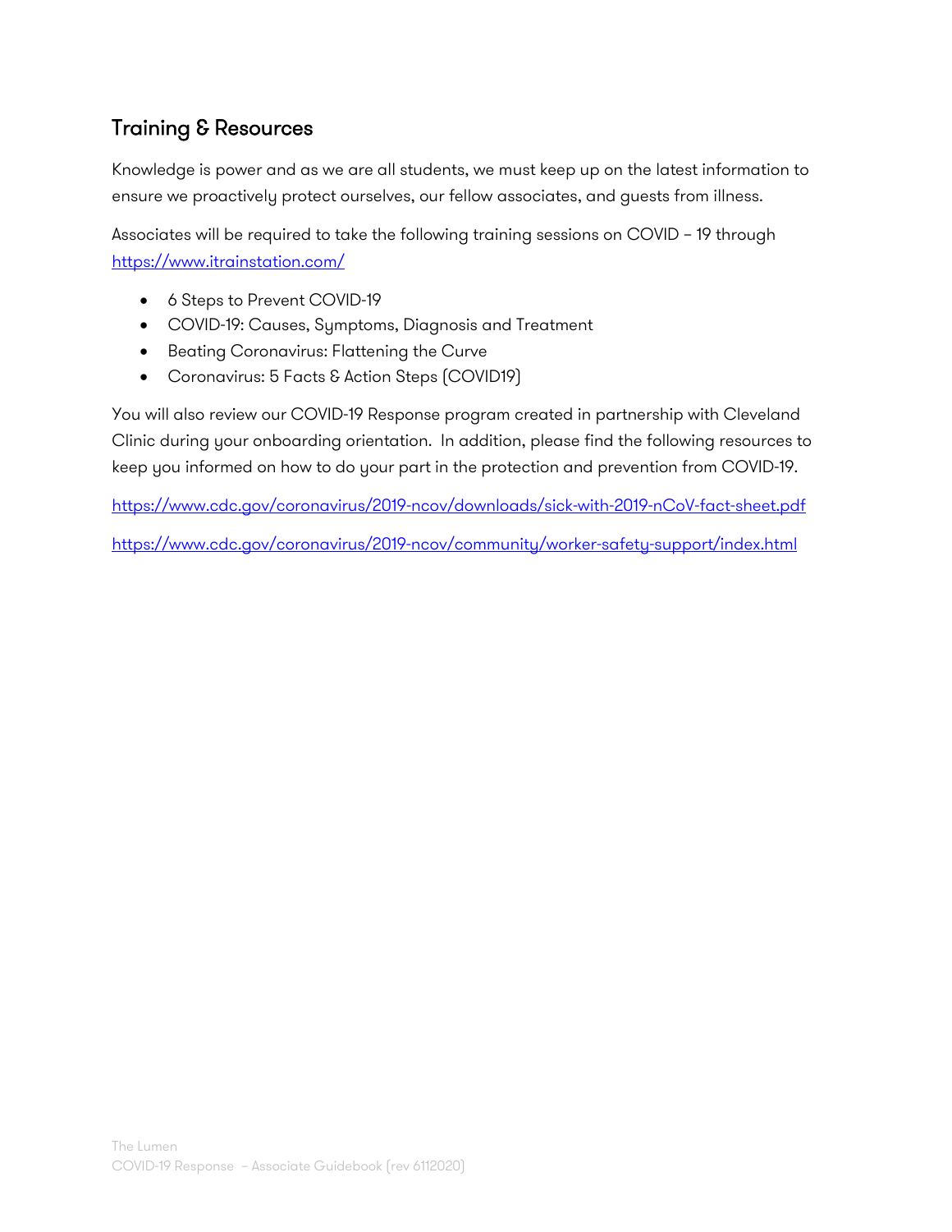## Training & Resources

Knowledge is power and as we are all students, we must keep up on the latest information to ensure we proactively protect ourselves, our fellow associates, and guests from illness.

Associates will be required to take the following training sessions on COVID – 19 through https://www.itrainstation.com/

- 6 Steps to Prevent COVID-19
- COVID-19: Causes, Symptoms, Diagnosis and Treatment
- Beating Coronavirus: Flattening the Curve
- Coronavirus: 5 Facts & Action Steps (COVID19)

You will also review our COVID-19 Response program created in partnership with Cleveland Clinic during your onboarding orientation. In addition, please find the following resources to keep you informed on how to do your part in the protection and prevention from COVID-19.

https://www.cdc.gov/coronavirus/2019-ncov/downloads/sick-with-2019-nCoV-fact-sheet.pdf

https://www.cdc.gov/coronavirus/2019-ncov/community/worker-safety-support/index.html